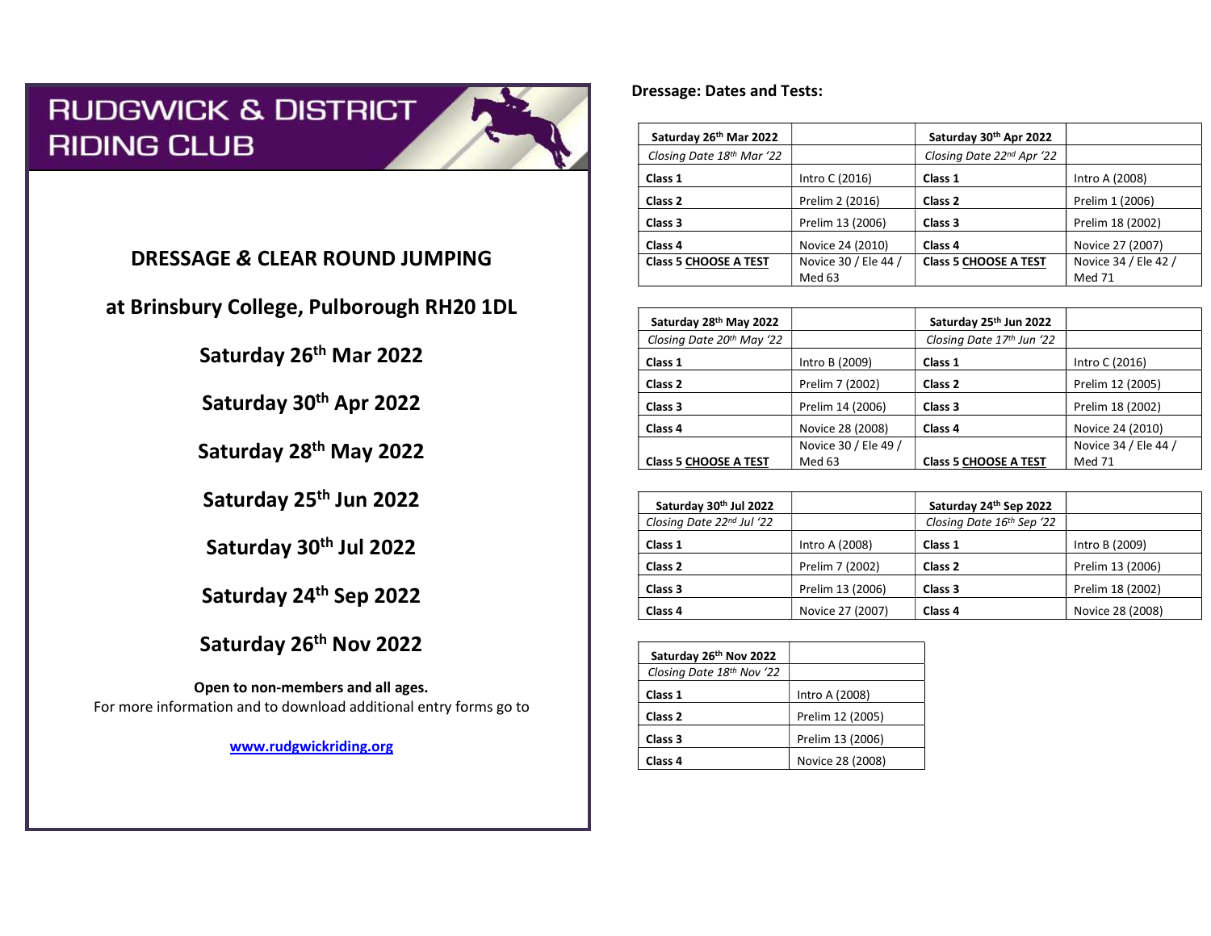# RUDGWICK & DISTRICT RIDING CLUB

## DRESSAGE & CLEAR ROUND JUMPING

## at Brinsbury College, Pulborough RH20 1DL

### Saturday 26th Mar 2022

### Saturday 30th Apr 2022

### Saturday 28th May 2022

### Saturday 25th Jun 2022

### Saturday 30th Jul 2022

### Saturday 24th Sep 2022

### Saturday 26th Nov 2022

**Open to non-members and all ages.**

For more information and to download additional entry forms go to

[www.rudgwickriding.org](http://www.rudgwickriding.org)

**Dressage: Dates and Tests:**

| **Saturday 26th Mar 2022** | | **Saturday 30th Apr 2022** | |
|---|---|---|---|
| *Closing Date 18th Mar '22* | | *Closing Date 22nd Apr '22* | |
| **Class 1** | Intro C (2016) | **Class 1** | Intro A (2008) |
| **Class 2** | Prelim 2 (2016) | **Class 2** | Prelim 1 (2006) |
| **Class 3** | Prelim 13 (2006) | **Class 3** | Prelim 18 (2002) |
| **Class 4** | Novice 24 (2010) | **Class 4** | Novice 27 (2007) |
| **Class 5 CHOOSE A TEST** | Novice 30 / Ele 44 / Med 63 | **Class 5 CHOOSE A TEST** | Novice 34 / Ele 42 / Med 71 |

| **Saturday 28th May 2022** | | **Saturday 25th Jun 2022** | |
|---|---|---|---|
| *Closing Date 20th May '22* | | *Closing Date 17th Jun '22* | |
| **Class 1** | Intro B (2009) | **Class 1** | Intro C (2016) |
| **Class 2** | Prelim 7 (2002) | **Class 2** | Prelim 12 (2005) |
| **Class 3** | Prelim 14 (2006) | **Class 3** | Prelim 18 (2002) |
| **Class 4** | Novice 28 (2008) | **Class 4** | Novice 24 (2010) |
| **Class 5 CHOOSE A TEST** | Novice 30 / Ele 49 / Med 63 | **Class 5 CHOOSE A TEST** | Novice 34 / Ele 44 / Med 71 |

| **Saturday 30th Jul 2022** | | **Saturday 24th Sep 2022** | |
|---|---|---|---|
| *Closing Date 22nd Jul '22* | | *Closing Date 16th Sep '22* | |
| **Class 1** | Intro A (2008) | **Class 1** | Intro B (2009) |
| **Class 2** | Prelim 7 (2002) | **Class 2** | Prelim 13 (2006) |
| **Class 3** | Prelim 13 (2006) | **Class 3** | Prelim 18 (2002) |
| **Class 4** | Novice 27 (2007) | **Class 4** | Novice 28 (2008) |

| **Saturday 26th Nov 2022** | |
|---|---|
| *Closing Date 18th Nov '22* | |
| **Class 1** | Intro A (2008) |
| **Class 2** | Prelim 12 (2005) |
| **Class 3** | Prelim 13 (2006) |
| **Class 4** | Novice 28 (2008) |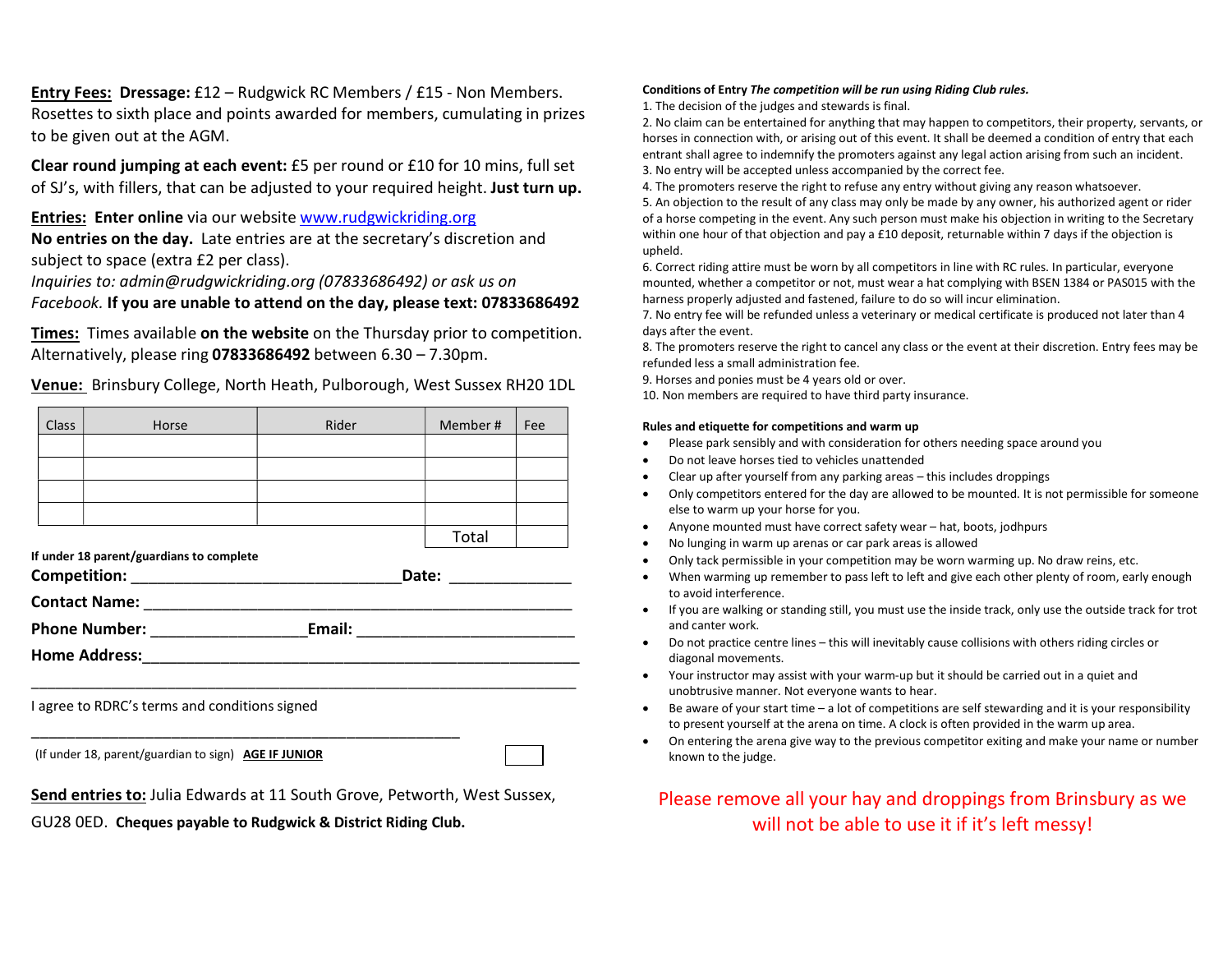**Entry Fees:** **Dressage:** £12 – Rudgwick RC Members / £15 - Non Members. Rosettes to sixth place and points awarded for members, cumulating in prizes to be given out at the AGM.

**Clear round jumping at each event:** £5 per round or £10 for 10 mins, full set of SJ's, with fillers, that can be adjusted to your required height. **Just turn up.**

**Entries:** **Enter online** via our website www.rudgwickriding.org
**No entries on the day.** Late entries are at the secretary's discretion and subject to space (extra £2 per class).
*Inquiries to: admin@rudgwickriding.org (07833686492) or ask us on Facebook.* **If you are unable to attend on the day, please text: 07833686492**

**Times:** Times available **on the website** on the Thursday prior to competition. Alternatively, please ring **07833686492** between 6.30 – 7.30pm.

**Venue:** Brinsbury College, North Heath, Pulborough, West Sussex RH20 1DL

| Class | Horse | Rider | Member # | Fee |
|---|---|---|---|---|
| | | | | |
| | | | | |
| | | | | |
| | | | | |
| | | | Total | |

**If under 18 parent/guardians to complete**

**Competition:** ______________________________ **Date:** ______________

**Contact Name:** ________________________________________________

**Phone Number:** _________________ **Email:** ________________________

**Home Address:** _______________________________________________

________________________________________________________________

I agree to RDRC's terms and conditions signed

______________________________________________________

(If under 18, parent/guardian to sign) **AGE IF JUNIOR**

**Send entries to:** Julia Edwards at 11 South Grove, Petworth, West Sussex, GU28 0ED. **Cheques payable to Rudgwick & District Riding Club.**

**Conditions of Entry** ***The competition will be run using Riding Club rules.***

1. The decision of the judges and stewards is final.
2. No claim can be entertained for anything that may happen to competitors, their property, servants, or horses in connection with, or arising out of this event. It shall be deemed a condition of entry that each entrant shall agree to indemnify the promoters against any legal action arising from such an incident.
3. No entry will be accepted unless accompanied by the correct fee.
4. The promoters reserve the right to refuse any entry without giving any reason whatsoever.
5. An objection to the result of any class may only be made by any owner, his authorized agent or rider of a horse competing in the event. Any such person must make his objection in writing to the Secretary within one hour of that objection and pay a £10 deposit, returnable within 7 days if the objection is upheld.
6. Correct riding attire must be worn by all competitors in line with RC rules. In particular, everyone mounted, whether a competitor or not, must wear a hat complying with BSEN 1384 or PAS015 with the harness properly adjusted and fastened, failure to do so will incur elimination.
7. No entry fee will be refunded unless a veterinary or medical certificate is produced not later than 4 days after the event.
8. The promoters reserve the right to cancel any class or the event at their discretion. Entry fees may be refunded less a small administration fee.
9. Horses and ponies must be 4 years old or over.
10. Non members are required to have third party insurance.

**Rules and etiquette for competitions and warm up**

- Please park sensibly and with consideration for others needing space around you
- Do not leave horses tied to vehicles unattended
- Clear up after yourself from any parking areas – this includes droppings
- Only competitors entered for the day are allowed to be mounted. It is not permissible for someone else to warm up your horse for you.
- Anyone mounted must have correct safety wear – hat, boots, jodhpurs
- No lunging in warm up arenas or car park areas is allowed
- Only tack permissible in your competition may be worn warming up. No draw reins, etc.
- When warming up remember to pass left to left and give each other plenty of room, early enough to avoid interference.
- If you are walking or standing still, you must use the inside track, only use the outside track for trot and canter work.
- Do not practice centre lines – this will inevitably cause collisions with others riding circles or diagonal movements.
- Your instructor may assist with your warm-up but it should be carried out in a quiet and unobtrusive manner. Not everyone wants to hear.
- Be aware of your start time – a lot of competitions are self stewarding and it is your responsibility to present yourself at the arena on time. A clock is often provided in the warm up area.
- On entering the arena give way to the previous competitor exiting and make your name or number known to the judge.

Please remove all your hay and droppings from Brinsbury as we will not be able to use it if it's left messy!